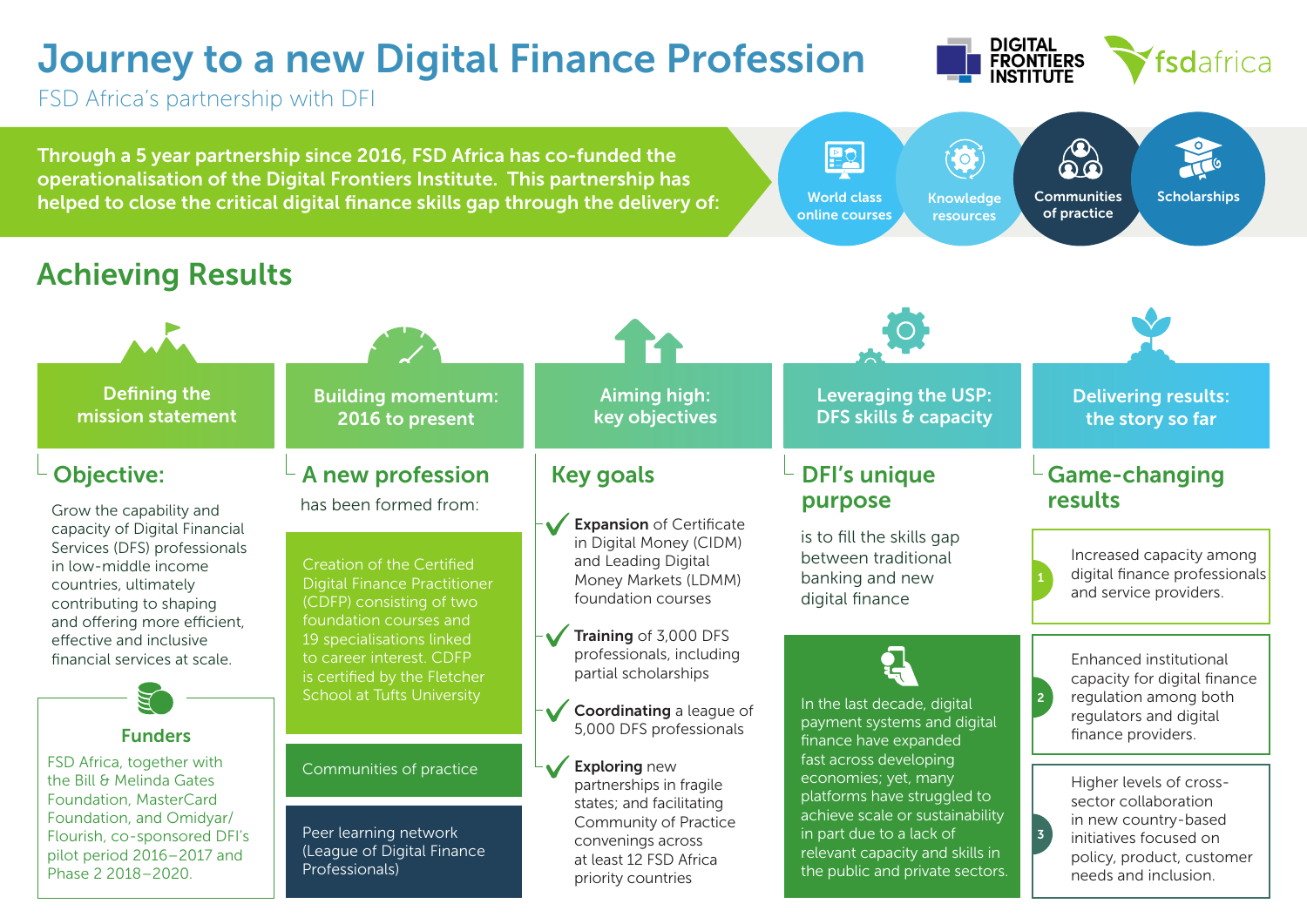# Journey to a new Digital Finance Profession

FSD Africa's partnership with DFI

DIGITAL FRONTIERS INSTITUTE | fsdafrica

**Through a 5 year partnership since 2016, FSD Africa has co-funded the operationalisation of the Digital Frontiers Institute. This partnership has helped to close the critical digital finance skills gap through the delivery of:**

- World class online courses
- Knowledge resources
- Communities of practice
- Scholarships

## Achieving Results

### Defining the mission statement

#### Objective:

Grow the capability and capacity of Digital Financial Services (DFS) professionals in low-middle income countries, ultimately contributing to shaping and offering more efficient, effective and inclusive financial services at scale.

#### Funders

FSD Africa, together with the Bill & Melinda Gates Foundation, MasterCard Foundation, and Omidyar/Flourish, co-sponsored DFI's pilot period 2016–2017 and Phase 2 2018–2020.

### Building momentum: 2016 to present

#### A new profession

has been formed from:

- Creation of the Certified Digital Finance Practitioner (CDFP) consisting of two foundation courses and 19 specialisations linked to career interest. CDFP is certified by the Fletcher School at Tufts University
- Communities of practice
- Peer learning network (League of Digital Finance Professionals)

### Aiming high: key objectives

#### Key goals

- **Expansion** of Certificate in Digital Money (CIDM) and Leading Digital Money Markets (LDMM) foundation courses
- **Training** of 3,000 DFS professionals, including partial scholarships
- **Coordinating** a league of 5,000 DFS professionals
- **Exploring** new partnerships in fragile states; and facilitating Community of Practice convenings across at least 12 FSD Africa priority countries

### Leveraging the USP: DFS skills & capacity

#### DFI's unique purpose

is to fill the skills gap between traditional banking and new digital finance

In the last decade, digital payment systems and digital finance have expanded fast across developing economies; yet, many platforms have struggled to achieve scale or sustainability in part due to a lack of relevant capacity and skills in the public and private sectors.

### Delivering results: the story so far

#### Game-changing results

1. Increased capacity among digital finance professionals and service providers.
2. Enhanced institutional capacity for digital finance regulation among both regulators and digital finance providers.
3. Higher levels of cross-sector collaboration in new country-based initiatives focused on policy, product, customer needs and inclusion.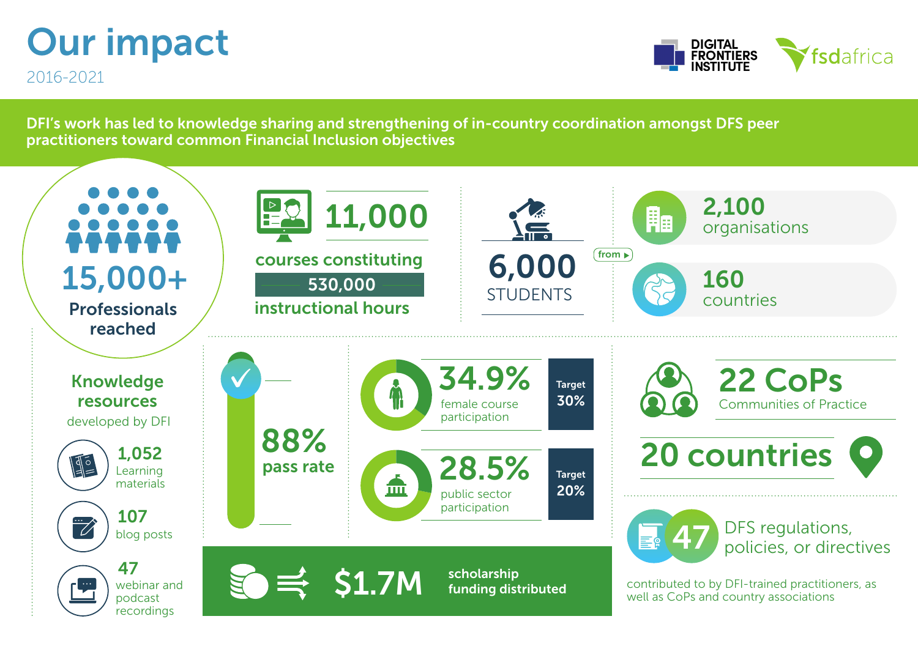# Our impact

2016-2021

DIGITAL FRONTIERS INSTITUTE | fsdafrica

**DFI's work has led to knowledge sharing and strengthening of in-country coordination amongst DFS peer practitioners toward common Financial Inclusion objectives**

## 15,000+

**Professionals reached**

## 11,000

**courses constituting**

**530,000**

**instructional hours**

## 6,000

STUDENTS

from

**2,100** organisations

**160** countries

### Knowledge resources

developed by DFI

- **1,052** Learning materials
- **107** blog posts
- **47** webinar and podcast recordings

## 88%

**pass rate**

## 34.9%

female course participation

Target 30%

## 28.5%

public sector participation

Target 20%

## $1.7M

**scholarship funding distributed**

## 22 CoPs

Communities of Practice

## 20 countries

## 47

DFS regulations, policies, or directives

contributed to by DFI-trained practitioners, as well as CoPs and country associations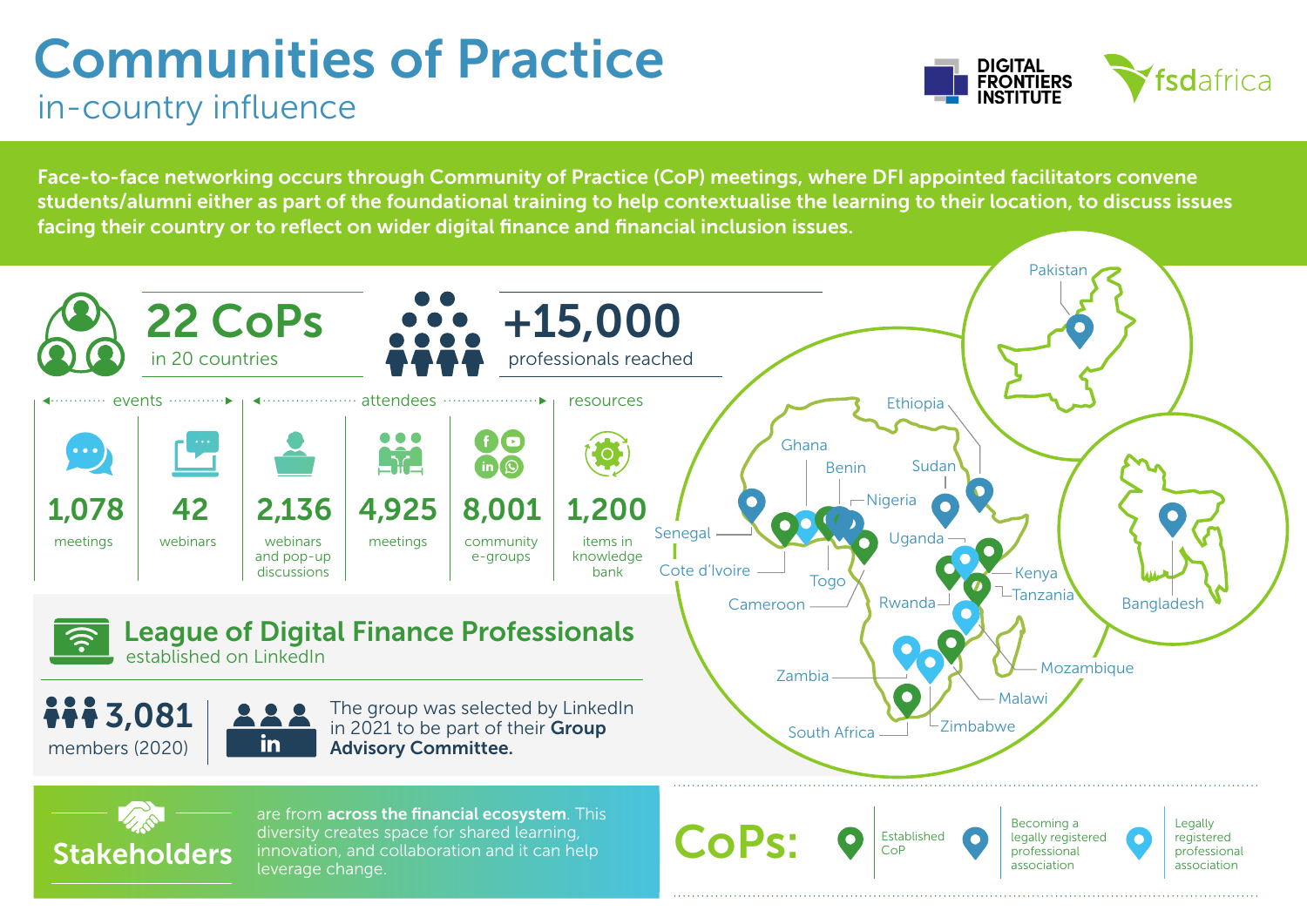# Communities of Practice

## in-country influence

DIGITAL FRONTIERS INSTITUTE | fsdafrica

**Face-to-face networking occurs through Community of Practice (CoP) meetings, where DFI appointed facilitators convene students/alumni either as part of the foundational training to help contextualise the learning to their location, to discuss issues facing their country or to reflect on wider digital finance and financial inclusion issues.**

**22 CoPs** in 20 countries

**+15,000** professionals reached

| events | | attendees | | | resources |
|---|---|---|---|---|---|
| **1,078** meetings | **42** webinars | **2,136** webinars and pop-up discussions | **4,925** meetings | **8,001** community e-groups | **1,200** items in knowledge bank |

Pakistan, Ethiopia, Ghana, Benin, Sudan, Nigeria, Senegal, Uganda, Cote d'Ivoire, Togo, Kenya, Cameroon, Rwanda, Tanzania, Bangladesh, Mozambique, Zambia, Malawi, Zimbabwe, South Africa

## League of Digital Finance Professionals

established on LinkedIn

**3,081** members (2020)

The group was selected by LinkedIn in 2021 to be part of their **Group Advisory Committee.**

**Stakeholders** are from **across the financial ecosystem**. This diversity creates space for shared learning, innovation, and collaboration and it can help leverage change.

**CoPs:** Established CoP | Becoming a legally registered professional association | Legally registered professional association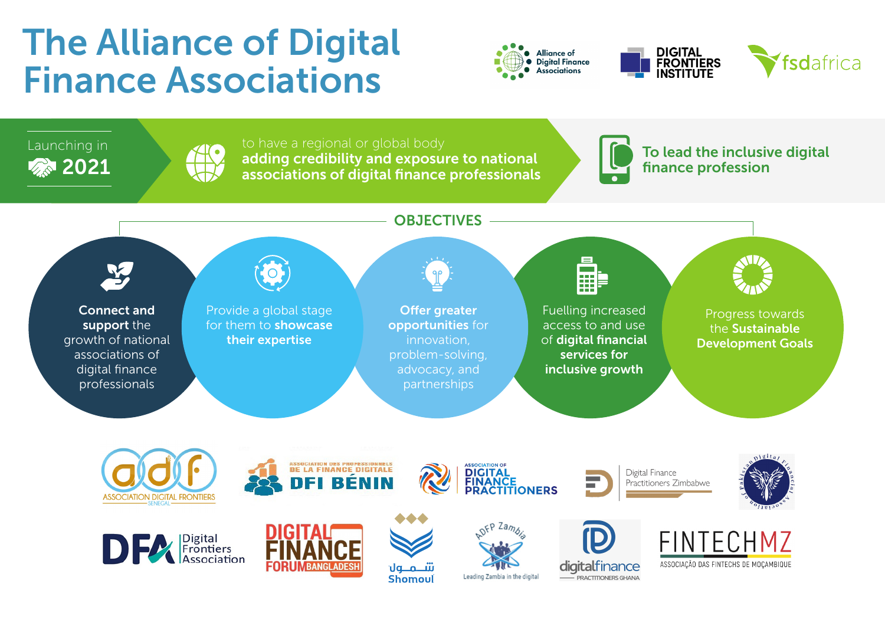# The Alliance of Digital Finance Associations

Alliance of Digital Finance Associations

DIGITAL FRONTIERS INSTITUTE

fsdafrica

Launching in **2021**

to have a regional or global body **adding credibility and exposure to national associations of digital finance professionals**

**To lead the inclusive digital finance profession**

## OBJECTIVES

- **Connect and support** the growth of national associations of digital finance professionals
- Provide a global stage for them to **showcase their expertise**
- **Offer greater opportunities** for innovation, problem-solving, advocacy, and partnerships
- Fuelling increased access to and use of **digital financial services for inclusive growth**
- Progress towards the **Sustainable Development Goals**

ASSOCIATION DIGITAL FRONTIERS SENEGAL

ASSOCIATION DES PROFESSIONNELS DE LA FINANCE DIGITALE DFI BÉNIN

ASSOCIATION OF DIGITAL FINANCE PRACTITIONERS

Digital Finance Practitioners Zimbabwe

Pakistan Digital Financial Association

DFA Digital Frontiers Association

DIGITAL FINANCE FORUM BANGLADESH

شمول Shomoul

ADFP Zambia – Leading Zambia in the digital

digitalfinance PRACTITIONERS GHANA

FINTECHMZ – ASSOCIAÇÃO DAS FINTECHS DE MOÇAMBIQUE